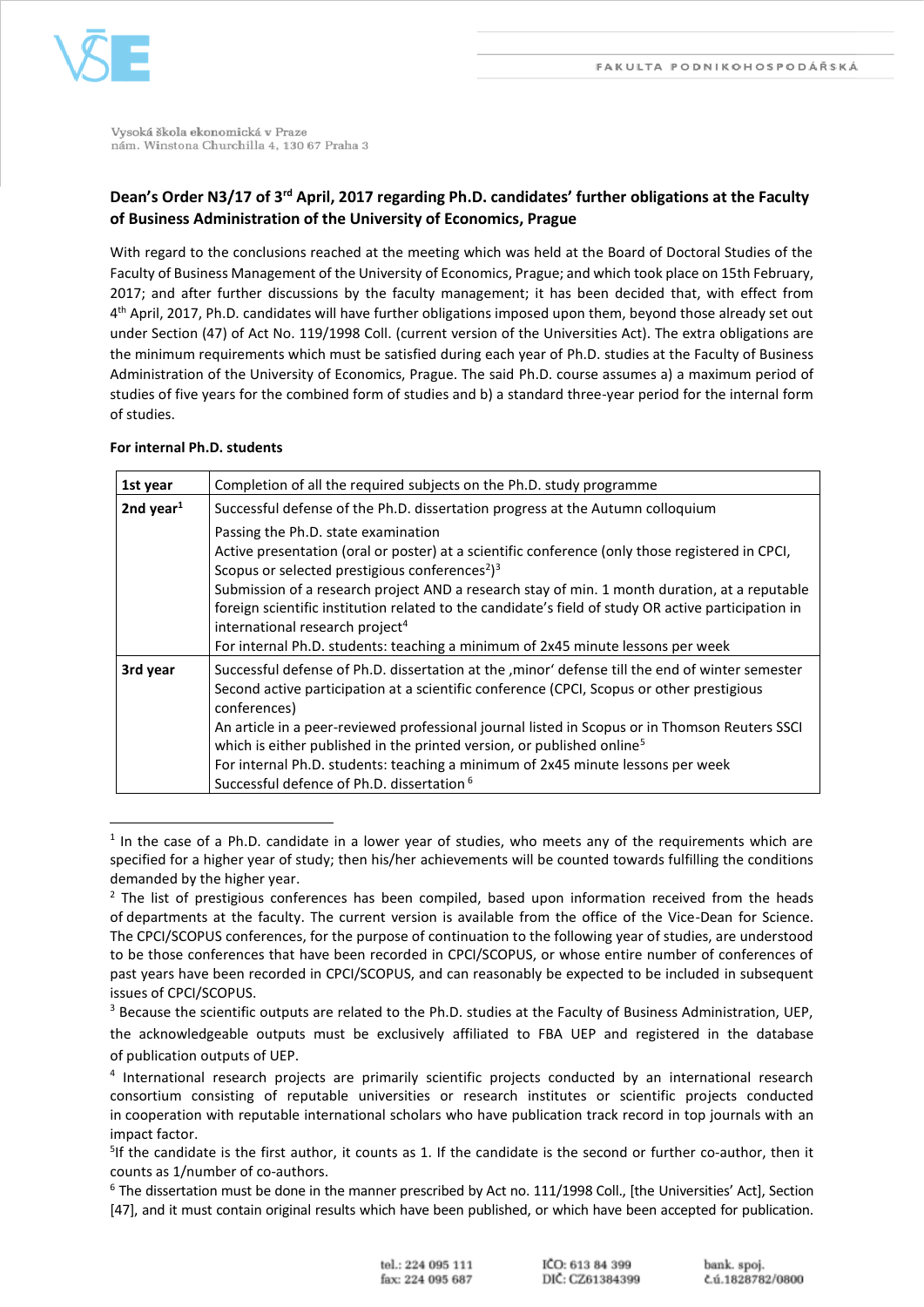VŠE

FAKULTA PODNIKOHOSPODÁŘSKÁ

Vysoká škola ekonomická v Praze
nám. Winstona Churchilla 4, 130 67 Praha 3

## Dean's Order N3/17 of 3rd April, 2017 regarding Ph.D. candidates' further obligations at the Faculty of Business Administration of the University of Economics, Prague

With regard to the conclusions reached at the meeting which was held at the Board of Doctoral Studies of the Faculty of Business Management of the University of Economics, Prague; and which took place on 15th February, 2017; and after further discussions by the faculty management; it has been decided that, with effect from 4th April, 2017, Ph.D. candidates will have further obligations imposed upon them, beyond those already set out under Section (47) of Act No. 119/1998 Coll. (current version of the Universities Act). The extra obligations are the minimum requirements which must be satisfied during each year of Ph.D. studies at the Faculty of Business Administration of the University of Economics, Prague. The said Ph.D. course assumes a) a maximum period of studies of five years for the combined form of studies and b) a standard three-year period for the internal form of studies.

**For internal Ph.D. students**

| | |
|---|---|
| **1st year** | Completion of all the required subjects on the Ph.D. study programme |
| **2nd year**[1] | Successful defense of the Ph.D. dissertation progress at the Autumn colloquium<br>Passing the Ph.D. state examination<br>Active presentation (oral or poster) at a scientific conference (only those registered in CPCI, Scopus or selected prestigious conferences[2])[3]<br>Submission of a research project AND a research stay of min. 1 month duration, at a reputable foreign scientific institution related to the candidate's field of study OR active participation in international research project[4]<br>For internal Ph.D. students: teaching a minimum of 2x45 minute lessons per week |
| **3rd year** | Successful defense of Ph.D. dissertation at the ‚minor' defense till the end of winter semester<br>Second active participation at a scientific conference (CPCI, Scopus or other prestigious conferences)<br>An article in a peer-reviewed professional journal listed in Scopus or in Thomson Reuters SSCI which is either published in the printed version, or published online[5]<br>For internal Ph.D. students: teaching a minimum of 2x45 minute lessons per week<br>Successful defence of Ph.D. dissertation [6] |

[1] In the case of a Ph.D. candidate in a lower year of studies, who meets any of the requirements which are specified for a higher year of study; then his/her achievements will be counted towards fulfilling the conditions demanded by the higher year.

[2] The list of prestigious conferences has been compiled, based upon information received from the heads of departments at the faculty. The current version is available from the office of the Vice-Dean for Science. The CPCI/SCOPUS conferences, for the purpose of continuation to the following year of studies, are understood to be those conferences that have been recorded in CPCI/SCOPUS, or whose entire number of conferences of past years have been recorded in CPCI/SCOPUS, and can reasonably be expected to be included in subsequent issues of CPCI/SCOPUS.

[3] Because the scientific outputs are related to the Ph.D. studies at the Faculty of Business Administration, UEP, the acknowledgeable outputs must be exclusively affiliated to FBA UEP and registered in the database of publication outputs of UEP.

[4] International research projects are primarily scientific projects conducted by an international research consortium consisting of reputable universities or research institutes or scientific projects conducted in cooperation with reputable international scholars who have publication track record in top journals with an impact factor.

[5] If the candidate is the first author, it counts as 1. If the candidate is the second or further co-author, then it counts as 1/number of co-authors.

[6] The dissertation must be done in the manner prescribed by Act no. 111/1998 Coll., [the Universities' Act], Section [47], and it must contain original results which have been published, or which have been accepted for publication.

tel.: 224 095 111
fax: 224 095 687

IČO: 613 84 399
DIČ: CZ61384399

bank. spoj.
č.ú.1828782/0800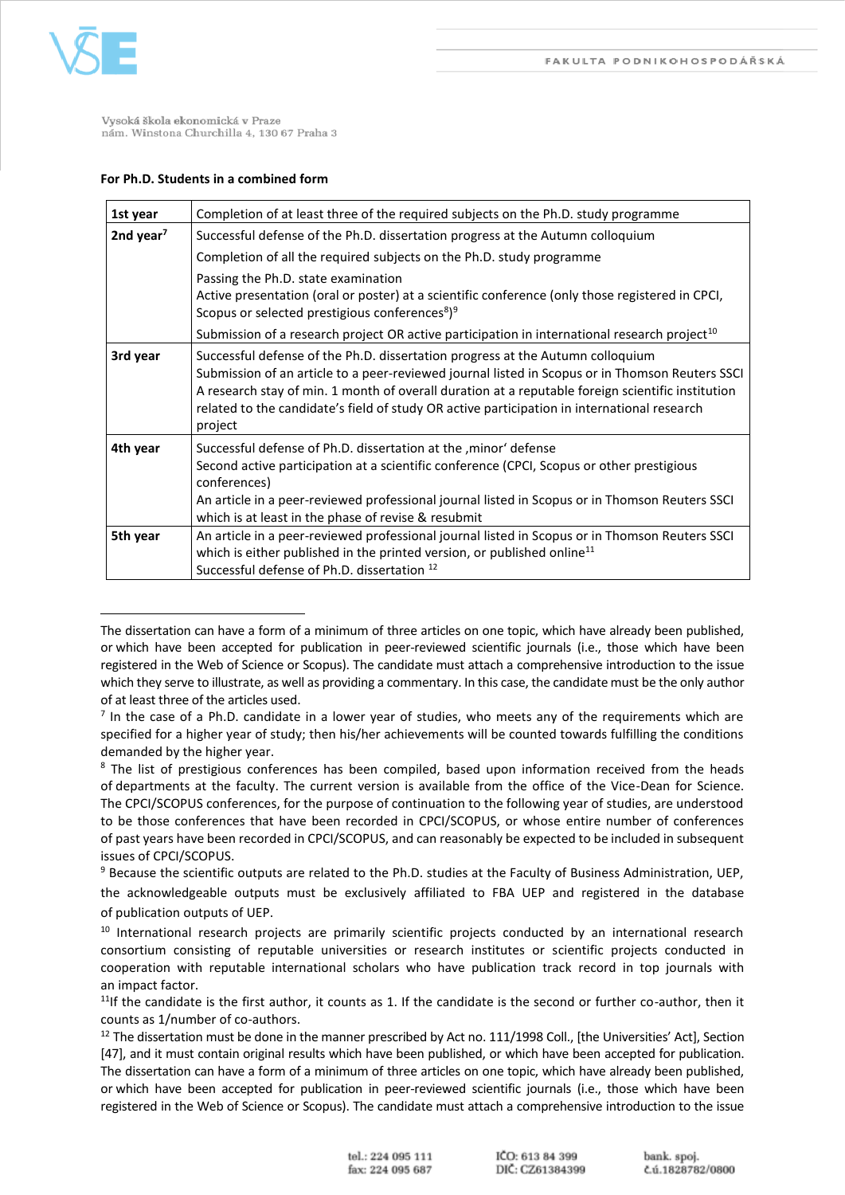**For Ph.D. Students in a combined form**

| | |
|---|---|
| **1st year** | Completion of at least three of the required subjects on the Ph.D. study programme |
| **2nd year**[7] | Successful defense of the Ph.D. dissertation progress at the Autumn colloquium<br>Completion of all the required subjects on the Ph.D. study programme<br>Passing the Ph.D. state examination<br>Active presentation (oral or poster) at a scientific conference (only those registered in CPCI, Scopus or selected prestigious conferences[8])[9]<br>Submission of a research project OR active participation in international research project[10] |
| **3rd year** | Successful defense of the Ph.D. dissertation progress at the Autumn colloquium<br>Submission of an article to a peer-reviewed journal listed in Scopus or in Thomson Reuters SSCI<br>A research stay of min. 1 month of overall duration at a reputable foreign scientific institution related to the candidate's field of study OR active participation in international research project |
| **4th year** | Successful defense of Ph.D. dissertation at the ‚minor' defense<br>Second active participation at a scientific conference (CPCI, Scopus or other prestigious conferences)<br>An article in a peer-reviewed professional journal listed in Scopus or in Thomson Reuters SSCI which is at least in the phase of revise & resubmit |
| **5th year** | An article in a peer-reviewed professional journal listed in Scopus or in Thomson Reuters SSCI which is either published in the printed version, or published online[11]<br>Successful defense of Ph.D. dissertation [12] |

---

The dissertation can have a form of a minimum of three articles on one topic, which have already been published, or which have been accepted for publication in peer-reviewed scientific journals (i.e., those which have been registered in the Web of Science or Scopus). The candidate must attach a comprehensive introduction to the issue which they serve to illustrate, as well as providing a commentary. In this case, the candidate must be the only author of at least three of the articles used.

[7] In the case of a Ph.D. candidate in a lower year of studies, who meets any of the requirements which are specified for a higher year of study; then his/her achievements will be counted towards fulfilling the conditions demanded by the higher year.

[8] The list of prestigious conferences has been compiled, based upon information received from the heads of departments at the faculty. The current version is available from the office of the Vice-Dean for Science. The CPCI/SCOPUS conferences, for the purpose of continuation to the following year of studies, are understood to be those conferences that have been recorded in CPCI/SCOPUS, or whose entire number of conferences of past years have been recorded in CPCI/SCOPUS, and can reasonably be expected to be included in subsequent issues of CPCI/SCOPUS.

[9] Because the scientific outputs are related to the Ph.D. studies at the Faculty of Business Administration, UEP, the acknowledgeable outputs must be exclusively affiliated to FBA UEP and registered in the database of publication outputs of UEP.

[10] International research projects are primarily scientific projects conducted by an international research consortium consisting of reputable universities or research institutes or scientific projects conducted in cooperation with reputable international scholars who have publication track record in top journals with an impact factor.

[11] If the candidate is the first author, it counts as 1. If the candidate is the second or further co-author, then it counts as 1/number of co-authors.

[12] The dissertation must be done in the manner prescribed by Act no. 111/1998 Coll., [the Universities' Act], Section [47], and it must contain original results which have been published, or which have been accepted for publication. The dissertation can have a form of a minimum of three articles on one topic, which have already been published, or which have been accepted for publication in peer-reviewed scientific journals (i.e., those which have been registered in the Web of Science or Scopus). The candidate must attach a comprehensive introduction to the issue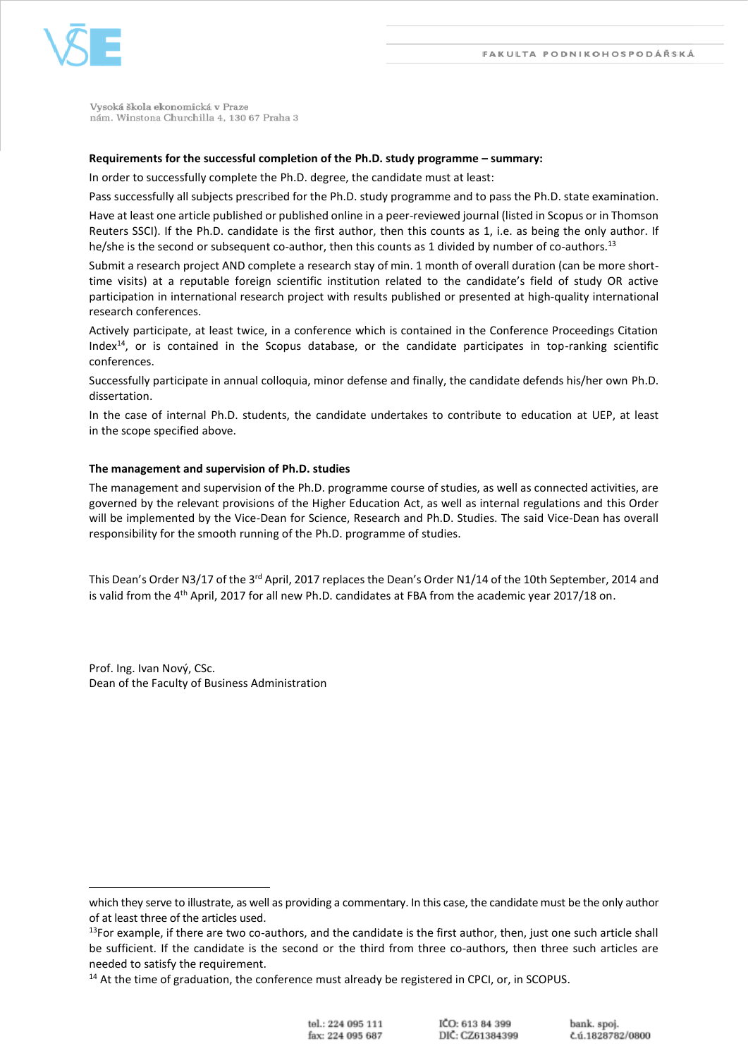**Requirements for the successful completion of the Ph.D. study programme – summary:**

In order to successfully complete the Ph.D. degree, the candidate must at least:

Pass successfully all subjects prescribed for the Ph.D. study programme and to pass the Ph.D. state examination.

Have at least one article published or published online in a peer-reviewed journal (listed in Scopus or in Thomson Reuters SSCI). If the Ph.D. candidate is the first author, then this counts as 1, i.e. as being the only author. If he/she is the second or subsequent co-author, then this counts as 1 divided by number of co-authors.[13]

Submit a research project AND complete a research stay of min. 1 month of overall duration (can be more short-time visits) at a reputable foreign scientific institution related to the candidate's field of study OR active participation in international research project with results published or presented at high-quality international research conferences.

Actively participate, at least twice, in a conference which is contained in the Conference Proceedings Citation Index[14], or is contained in the Scopus database, or the candidate participates in top-ranking scientific conferences.

Successfully participate in annual colloquia, minor defense and finally, the candidate defends his/her own Ph.D. dissertation.

In the case of internal Ph.D. students, the candidate undertakes to contribute to education at UEP, at least in the scope specified above.

**The management and supervision of Ph.D. studies**

The management and supervision of the Ph.D. programme course of studies, as well as connected activities, are governed by the relevant provisions of the Higher Education Act, as well as internal regulations and this Order will be implemented by the Vice-Dean for Science, Research and Ph.D. Studies. The said Vice-Dean has overall responsibility for the smooth running of the Ph.D. programme of studies.

This Dean's Order N3/17 of the 3rd April, 2017 replaces the Dean's Order N1/14 of the 10th September, 2014 and is valid from the 4th April, 2017 for all new Ph.D. candidates at FBA from the academic year 2017/18 on.

Prof. Ing. Ivan Nový, CSc.
Dean of the Faculty of Business Administration

---

which they serve to illustrate, as well as providing a commentary. In this case, the candidate must be the only author of at least three of the articles used.

[13] For example, if there are two co-authors, and the candidate is the first author, then, just one such article shall be sufficient. If the candidate is the second or the third from three co-authors, then three such articles are needed to satisfy the requirement.

[14] At the time of graduation, the conference must already be registered in CPCI, or, in SCOPUS.